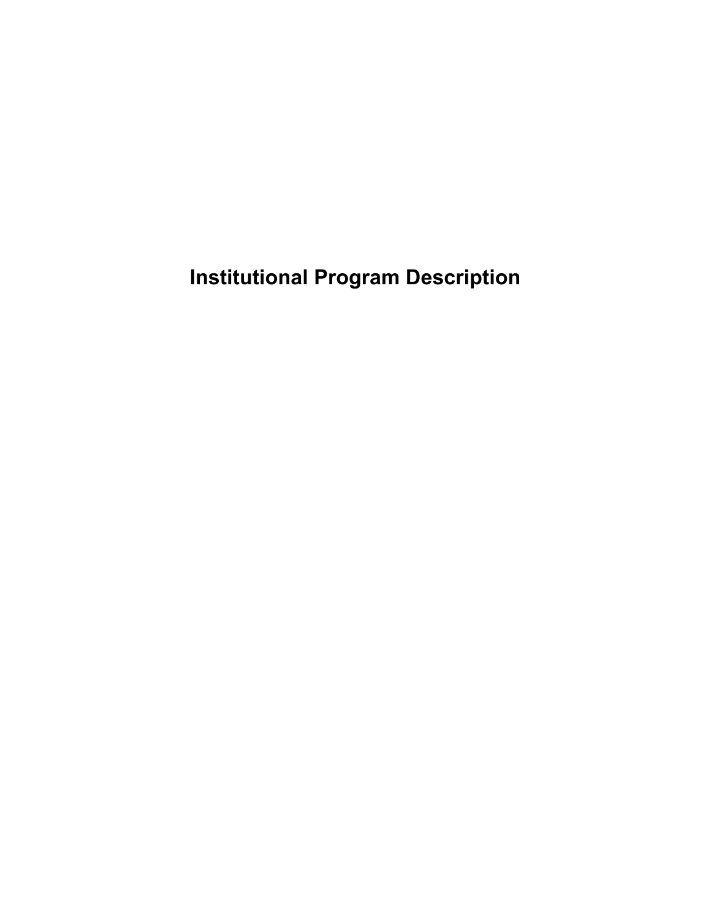# Institutional Program Description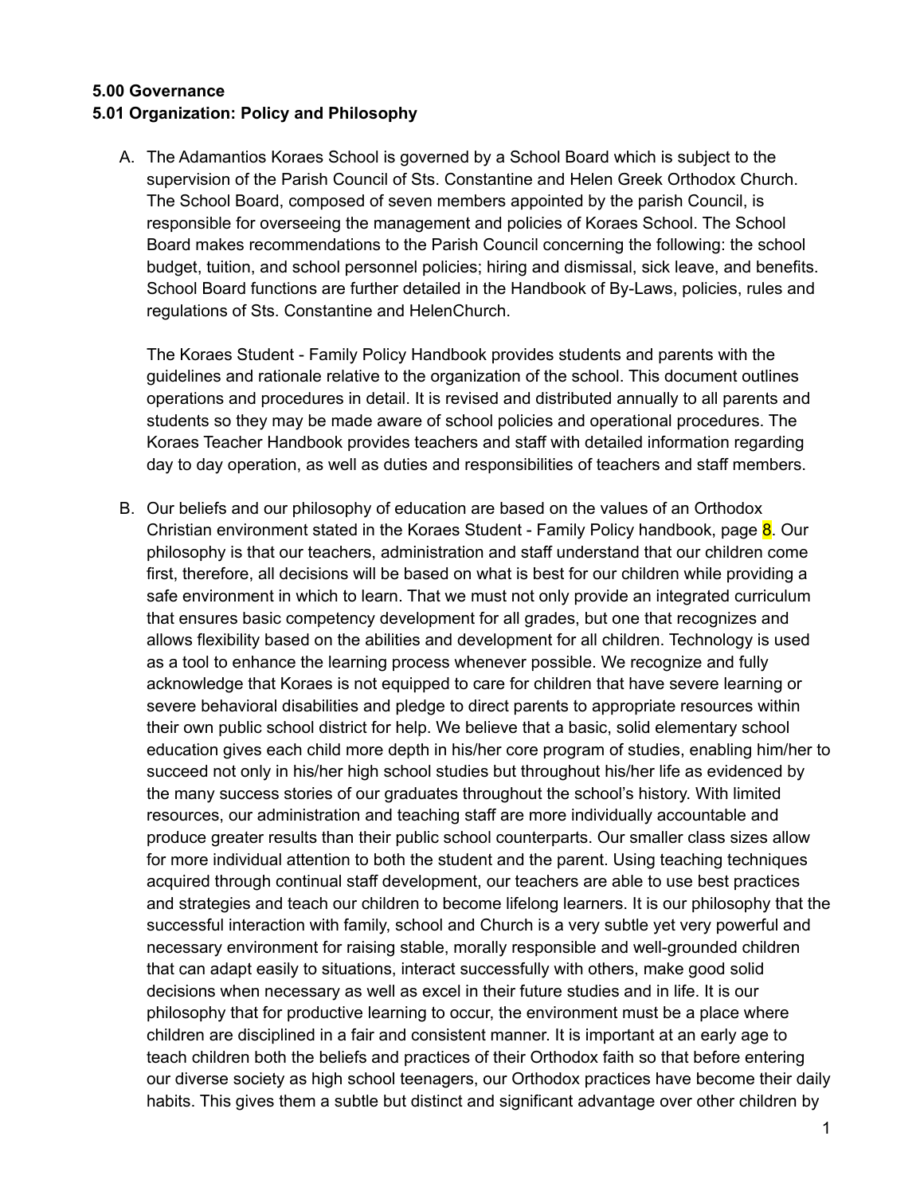**5.00 Governance**

**5.01 Organization: Policy and Philosophy**

A. The Adamantios Koraes School is governed by a School Board which is subject to the supervision of the Parish Council of Sts. Constantine and Helen Greek Orthodox Church. The School Board, composed of seven members appointed by the parish Council, is responsible for overseeing the management and policies of Koraes School. The School Board makes recommendations to the Parish Council concerning the following: the school budget, tuition, and school personnel policies; hiring and dismissal, sick leave, and benefits. School Board functions are further detailed in the Handbook of By-Laws, policies, rules and regulations of Sts. Constantine and HelenChurch.

   The Koraes Student - Family Policy Handbook provides students and parents with the guidelines and rationale relative to the organization of the school. This document outlines operations and procedures in detail. It is revised and distributed annually to all parents and students so they may be made aware of school policies and operational procedures. The Koraes Teacher Handbook provides teachers and staff with detailed information regarding day to day operation, as well as duties and responsibilities of teachers and staff members.

B. Our beliefs and our philosophy of education are based on the values of an Orthodox Christian environment stated in the Koraes Student - Family Policy handbook, page 8. Our philosophy is that our teachers, administration and staff understand that our children come first, therefore, all decisions will be based on what is best for our children while providing a safe environment in which to learn. That we must not only provide an integrated curriculum that ensures basic competency development for all grades, but one that recognizes and allows flexibility based on the abilities and development for all children. Technology is used as a tool to enhance the learning process whenever possible. We recognize and fully acknowledge that Koraes is not equipped to care for children that have severe learning or severe behavioral disabilities and pledge to direct parents to appropriate resources within their own public school district for help. We believe that a basic, solid elementary school education gives each child more depth in his/her core program of studies, enabling him/her to succeed not only in his/her high school studies but throughout his/her life as evidenced by the many success stories of our graduates throughout the school's history. With limited resources, our administration and teaching staff are more individually accountable and produce greater results than their public school counterparts. Our smaller class sizes allow for more individual attention to both the student and the parent. Using teaching techniques acquired through continual staff development, our teachers are able to use best practices and strategies and teach our children to become lifelong learners. It is our philosophy that the successful interaction with family, school and Church is a very subtle yet very powerful and necessary environment for raising stable, morally responsible and well-grounded children that can adapt easily to situations, interact successfully with others, make good solid decisions when necessary as well as excel in their future studies and in life. It is our philosophy that for productive learning to occur, the environment must be a place where children are disciplined in a fair and consistent manner. It is important at an early age to teach children both the beliefs and practices of their Orthodox faith so that before entering our diverse society as high school teenagers, our Orthodox practices have become their daily habits. This gives them a subtle but distinct and significant advantage over other children by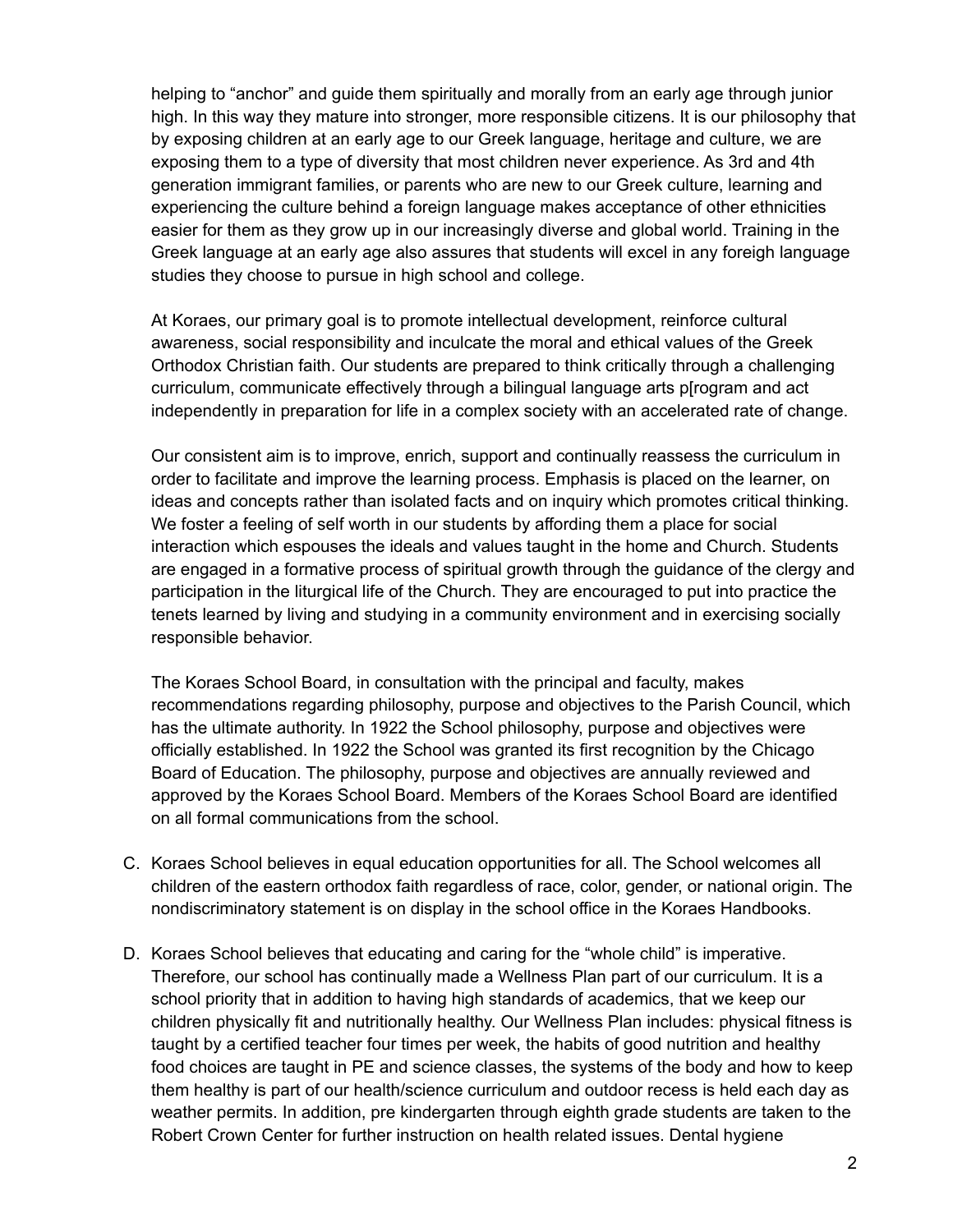helping to "anchor" and guide them spiritually and morally from an early age through junior high. In this way they mature into stronger, more responsible citizens. It is our philosophy that by exposing children at an early age to our Greek language, heritage and culture, we are exposing them to a type of diversity that most children never experience. As 3rd and 4th generation immigrant families, or parents who are new to our Greek culture, learning and experiencing the culture behind a foreign language makes acceptance of other ethnicities easier for them as they grow up in our increasingly diverse and global world. Training in the Greek language at an early age also assures that students will excel in any foreign language studies they choose to pursue in high school and college.

At Koraes, our primary goal is to promote intellectual development, reinforce cultural awareness, social responsibility and inculcate the moral and ethical values of the Greek Orthodox Christian faith. Our students are prepared to think critically through a challenging curriculum, communicate effectively through a bilingual language arts p[rogram and act independently in preparation for life in a complex society with an accelerated rate of change.

Our consistent aim is to improve, enrich, support and continually reassess the curriculum in order to facilitate and improve the learning process. Emphasis is placed on the learner, on ideas and concepts rather than isolated facts and on inquiry which promotes critical thinking. We foster a feeling of self worth in our students by affording them a place for social interaction which espouses the ideals and values taught in the home and Church. Students are engaged in a formative process of spiritual growth through the guidance of the clergy and participation in the liturgical life of the Church. They are encouraged to put into practice the tenets learned by living and studying in a community environment and in exercising socially responsible behavior.

The Koraes School Board, in consultation with the principal and faculty, makes recommendations regarding philosophy, purpose and objectives to the Parish Council, which has the ultimate authority. In 1922 the School philosophy, purpose and objectives were officially established. In 1922 the School was granted its first recognition by the Chicago Board of Education. The philosophy, purpose and objectives are annually reviewed and approved by the Koraes School Board. Members of the Koraes School Board are identified on all formal communications from the school.

C. Koraes School believes in equal education opportunities for all. The School welcomes all children of the eastern orthodox faith regardless of race, color, gender, or national origin. The nondiscriminatory statement is on display in the school office in the Koraes Handbooks.

D. Koraes School believes that educating and caring for the "whole child" is imperative. Therefore, our school has continually made a Wellness Plan part of our curriculum. It is a school priority that in addition to having high standards of academics, that we keep our children physically fit and nutritionally healthy. Our Wellness Plan includes: physical fitness is taught by a certified teacher four times per week, the habits of good nutrition and healthy food choices are taught in PE and science classes, the systems of the body and how to keep them healthy is part of our health/science curriculum and outdoor recess is held each day as weather permits. In addition, pre kindergarten through eighth grade students are taken to the Robert Crown Center for further instruction on health related issues. Dental hygiene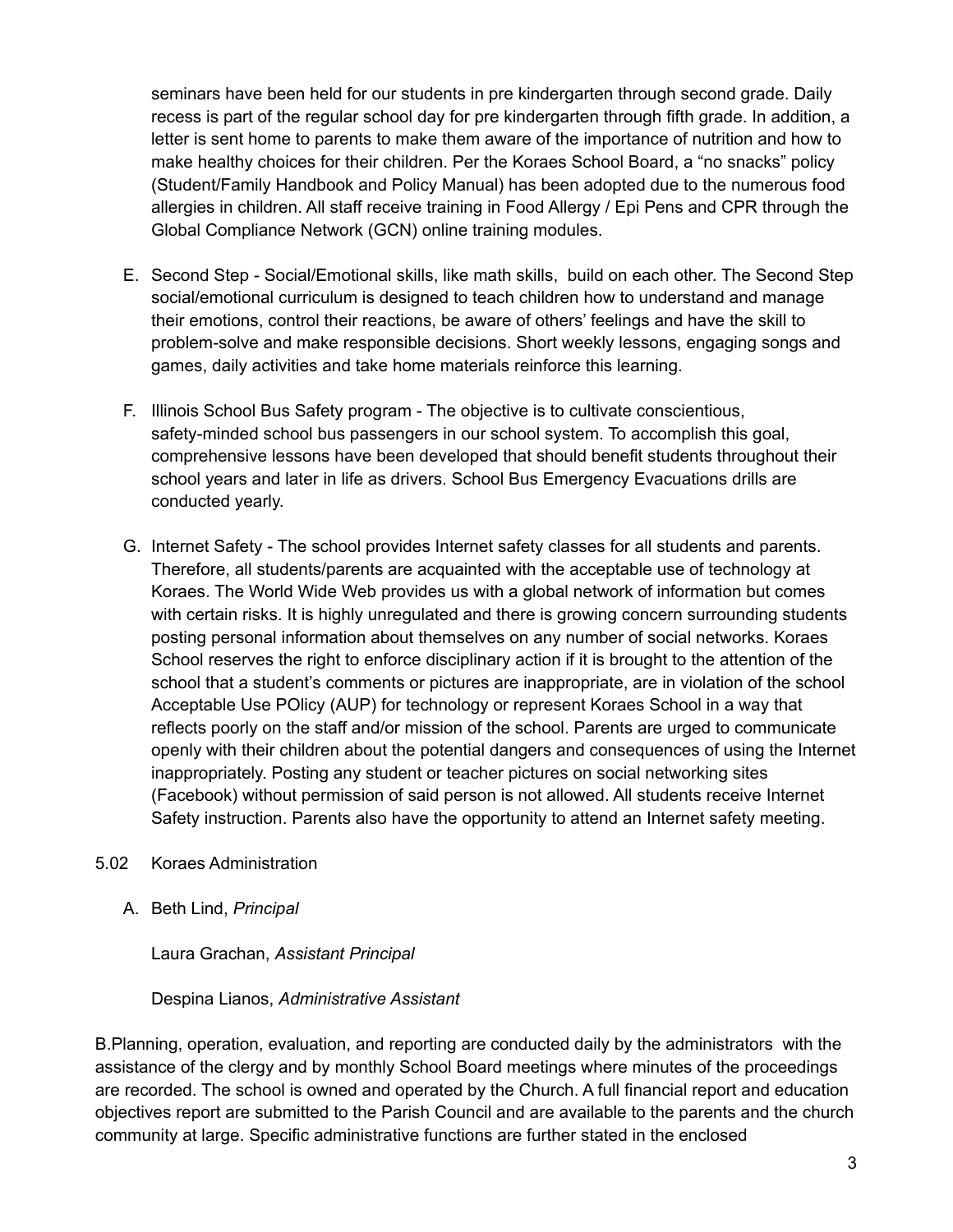seminars have been held for our students in pre kindergarten through second grade. Daily recess is part of the regular school day for pre kindergarten through fifth grade. In addition, a letter is sent home to parents to make them aware of the importance of nutrition and how to make healthy choices for their children. Per the Koraes School Board, a “no snacks” policy (Student/Family Handbook and Policy Manual) has been adopted due to the numerous food allergies in children. All staff receive training in Food Allergy / Epi Pens and CPR through the Global Compliance Network (GCN) online training modules.

E. Second Step - Social/Emotional skills, like math skills, build on each other. The Second Step social/emotional curriculum is designed to teach children how to understand and manage their emotions, control their reactions, be aware of others’ feelings and have the skill to problem-solve and make responsible decisions. Short weekly lessons, engaging songs and games, daily activities and take home materials reinforce this learning.

F. Illinois School Bus Safety program - The objective is to cultivate conscientious, safety-minded school bus passengers in our school system. To accomplish this goal, comprehensive lessons have been developed that should benefit students throughout their school years and later in life as drivers. School Bus Emergency Evacuations drills are conducted yearly.

G. Internet Safety - The school provides Internet safety classes for all students and parents. Therefore, all students/parents are acquainted with the acceptable use of technology at Koraes. The World Wide Web provides us with a global network of information but comes with certain risks. It is highly unregulated and there is growing concern surrounding students posting personal information about themselves on any number of social networks. Koraes School reserves the right to enforce disciplinary action if it is brought to the attention of the school that a student’s comments or pictures are inappropriate, are in violation of the school Acceptable Use POlicy (AUP) for technology or represent Koraes School in a way that reflects poorly on the staff and/or mission of the school. Parents are urged to communicate openly with their children about the potential dangers and consequences of using the Internet inappropriately. Posting any student or teacher pictures on social networking sites (Facebook) without permission of said person is not allowed. All students receive Internet Safety instruction. Parents also have the opportunity to attend an Internet safety meeting.

5.02 Koraes Administration

A. Beth Lind, *Principal*

Laura Grachan, *Assistant Principal*

Despina Lianos, *Administrative Assistant*

B.Planning, operation, evaluation, and reporting are conducted daily by the administrators with the assistance of the clergy and by monthly School Board meetings where minutes of the proceedings are recorded. The school is owned and operated by the Church. A full financial report and education objectives report are submitted to the Parish Council and are available to the parents and the church community at large. Specific administrative functions are further stated in the enclosed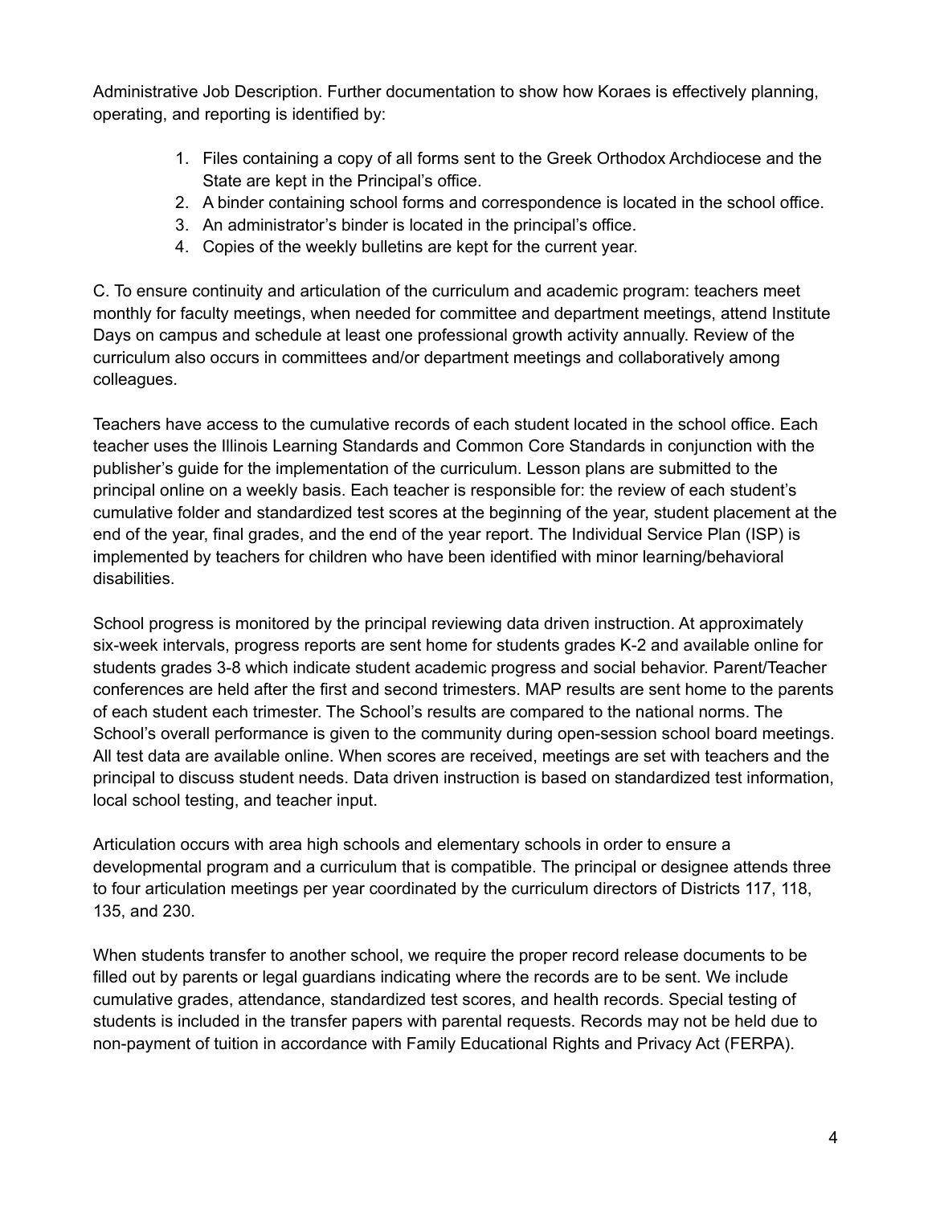Administrative Job Description. Further documentation to show how Koraes is effectively planning, operating, and reporting is identified by:

1. Files containing a copy of all forms sent to the Greek Orthodox Archdiocese and the State are kept in the Principal's office.
2. A binder containing school forms and correspondence is located in the school office.
3. An administrator's binder is located in the principal's office.
4. Copies of the weekly bulletins are kept for the current year.

C. To ensure continuity and articulation of the curriculum and academic program: teachers meet monthly for faculty meetings, when needed for committee and department meetings, attend Institute Days on campus and schedule at least one professional growth activity annually. Review of the curriculum also occurs in committees and/or department meetings and collaboratively among colleagues.

Teachers have access to the cumulative records of each student located in the school office. Each teacher uses the Illinois Learning Standards and Common Core Standards in conjunction with the publisher's guide for the implementation of the curriculum. Lesson plans are submitted to the principal online on a weekly basis. Each teacher is responsible for: the review of each student's cumulative folder and standardized test scores at the beginning of the year, student placement at the end of the year, final grades, and the end of the year report. The Individual Service Plan (ISP) is implemented by teachers for children who have been identified with minor learning/behavioral disabilities.

School progress is monitored by the principal reviewing data driven instruction. At approximately six-week intervals, progress reports are sent home for students grades K-2 and available online for students grades 3-8 which indicate student academic progress and social behavior. Parent/Teacher conferences are held after the first and second trimesters. MAP results are sent home to the parents of each student each trimester. The School's results are compared to the national norms. The School's overall performance is given to the community during open-session school board meetings. All test data are available online. When scores are received, meetings are set with teachers and the principal to discuss student needs. Data driven instruction is based on standardized test information, local school testing, and teacher input.

Articulation occurs with area high schools and elementary schools in order to ensure a developmental program and a curriculum that is compatible. The principal or designee attends three to four articulation meetings per year coordinated by the curriculum directors of Districts 117, 118, 135, and 230.

When students transfer to another school, we require the proper record release documents to be filled out by parents or legal guardians indicating where the records are to be sent. We include cumulative grades, attendance, standardized test scores, and health records. Special testing of students is included in the transfer papers with parental requests. Records may not be held due to non-payment of tuition in accordance with Family Educational Rights and Privacy Act (FERPA).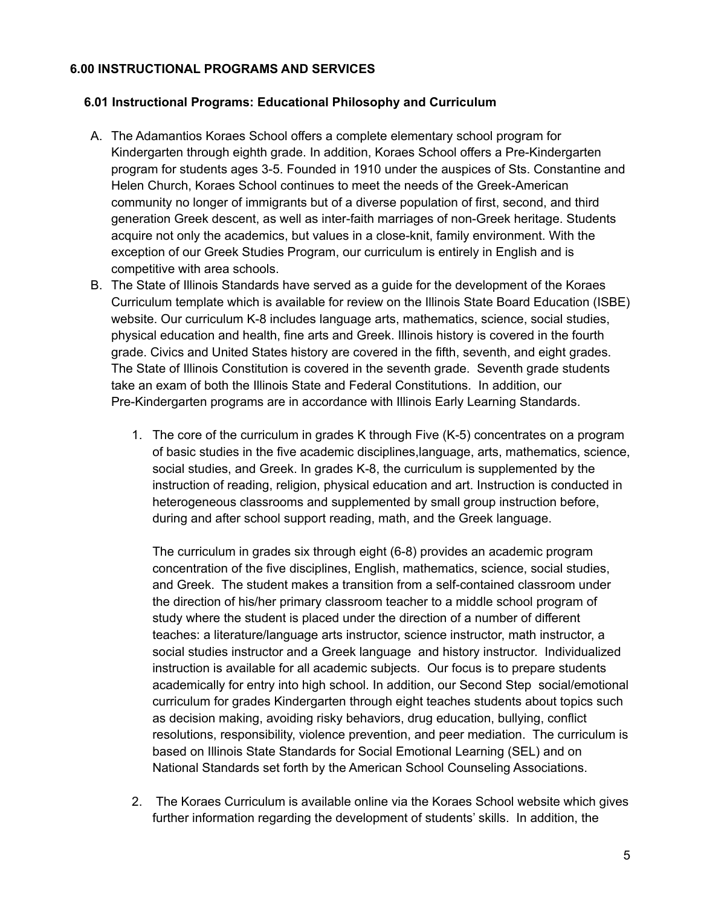## 6.00 INSTRUCTIONAL PROGRAMS AND SERVICES

### 6.01 Instructional Programs: Educational Philosophy and Curriculum

A. The Adamantios Koraes School offers a complete elementary school program for Kindergarten through eighth grade. In addition, Koraes School offers a Pre-Kindergarten program for students ages 3-5. Founded in 1910 under the auspices of Sts. Constantine and Helen Church, Koraes School continues to meet the needs of the Greek-American community no longer of immigrants but of a diverse population of first, second, and third generation Greek descent, as well as inter-faith marriages of non-Greek heritage. Students acquire not only the academics, but values in a close-knit, family environment. With the exception of our Greek Studies Program, our curriculum is entirely in English and is competitive with area schools.

B. The State of Illinois Standards have served as a guide for the development of the Koraes Curriculum template which is available for review on the Illinois State Board Education (ISBE) website. Our curriculum K-8 includes language arts, mathematics, science, social studies, physical education and health, fine arts and Greek. Illinois history is covered in the fourth grade. Civics and United States history are covered in the fifth, seventh, and eight grades. The State of Illinois Constitution is covered in the seventh grade. Seventh grade students take an exam of both the Illinois State and Federal Constitutions. In addition, our Pre-Kindergarten programs are in accordance with Illinois Early Learning Standards.

  1. The core of the curriculum in grades K through Five (K-5) concentrates on a program of basic studies in the five academic disciplines,language, arts, mathematics, science, social studies, and Greek. In grades K-8, the curriculum is supplemented by the instruction of reading, religion, physical education and art. Instruction is conducted in heterogeneous classrooms and supplemented by small group instruction before, during and after school support reading, math, and the Greek language.

     The curriculum in grades six through eight (6-8) provides an academic program concentration of the five disciplines, English, mathematics, science, social studies, and Greek. The student makes a transition from a self-contained classroom under the direction of his/her primary classroom teacher to a middle school program of study where the student is placed under the direction of a number of different teaches: a literature/language arts instructor, science instructor, math instructor, a social studies instructor and a Greek language and history instructor. Individualized instruction is available for all academic subjects. Our focus is to prepare students academically for entry into high school. In addition, our Second Step social/emotional curriculum for grades Kindergarten through eight teaches students about topics such as decision making, avoiding risky behaviors, drug education, bullying, conflict resolutions, responsibility, violence prevention, and peer mediation. The curriculum is based on Illinois State Standards for Social Emotional Learning (SEL) and on National Standards set forth by the American School Counseling Associations.

  2. The Koraes Curriculum is available online via the Koraes School website which gives further information regarding the development of students' skills. In addition, the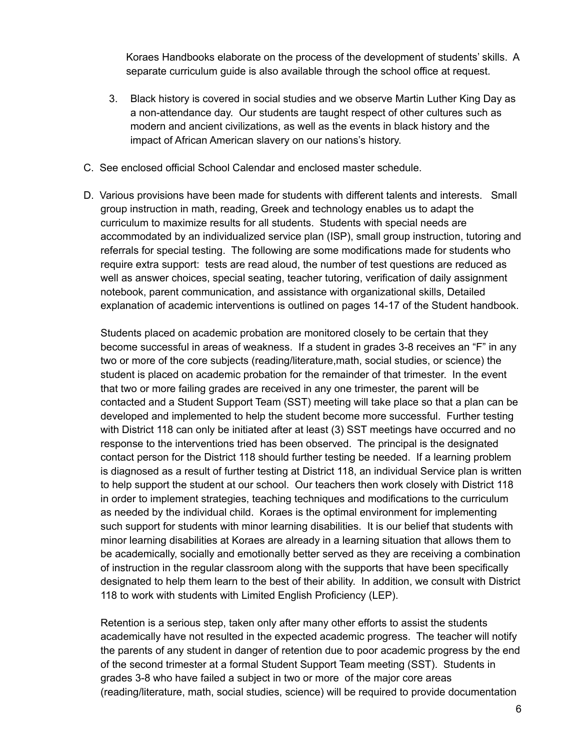Koraes Handbooks elaborate on the process of the development of students' skills. A separate curriculum guide is also available through the school office at request.

3. Black history is covered in social studies and we observe Martin Luther King Day as a non-attendance day. Our students are taught respect of other cultures such as modern and ancient civilizations, as well as the events in black history and the impact of African American slavery on our nations's history.

C. See enclosed official School Calendar and enclosed master schedule.

D. Various provisions have been made for students with different talents and interests. Small group instruction in math, reading, Greek and technology enables us to adapt the curriculum to maximize results for all students. Students with special needs are accommodated by an individualized service plan (ISP), small group instruction, tutoring and referrals for special testing. The following are some modifications made for students who require extra support: tests are read aloud, the number of test questions are reduced as well as answer choices, special seating, teacher tutoring, verification of daily assignment notebook, parent communication, and assistance with organizational skills, Detailed explanation of academic interventions is outlined on pages 14-17 of the Student handbook.

Students placed on academic probation are monitored closely to be certain that they become successful in areas of weakness. If a student in grades 3-8 receives an "F" in any two or more of the core subjects (reading/literature,math, social studies, or science) the student is placed on academic probation for the remainder of that trimester. In the event that two or more failing grades are received in any one trimester, the parent will be contacted and a Student Support Team (SST) meeting will take place so that a plan can be developed and implemented to help the student become more successful. Further testing with District 118 can only be initiated after at least (3) SST meetings have occurred and no response to the interventions tried has been observed. The principal is the designated contact person for the District 118 should further testing be needed. If a learning problem is diagnosed as a result of further testing at District 118, an individual Service plan is written to help support the student at our school. Our teachers then work closely with District 118 in order to implement strategies, teaching techniques and modifications to the curriculum as needed by the individual child. Koraes is the optimal environment for implementing such support for students with minor learning disabilities. It is our belief that students with minor learning disabilities at Koraes are already in a learning situation that allows them to be academically, socially and emotionally better served as they are receiving a combination of instruction in the regular classroom along with the supports that have been specifically designated to help them learn to the best of their ability. In addition, we consult with District 118 to work with students with Limited English Proficiency (LEP).

Retention is a serious step, taken only after many other efforts to assist the students academically have not resulted in the expected academic progress. The teacher will notify the parents of any student in danger of retention due to poor academic progress by the end of the second trimester at a formal Student Support Team meeting (SST). Students in grades 3-8 who have failed a subject in two or more of the major core areas (reading/literature, math, social studies, science) will be required to provide documentation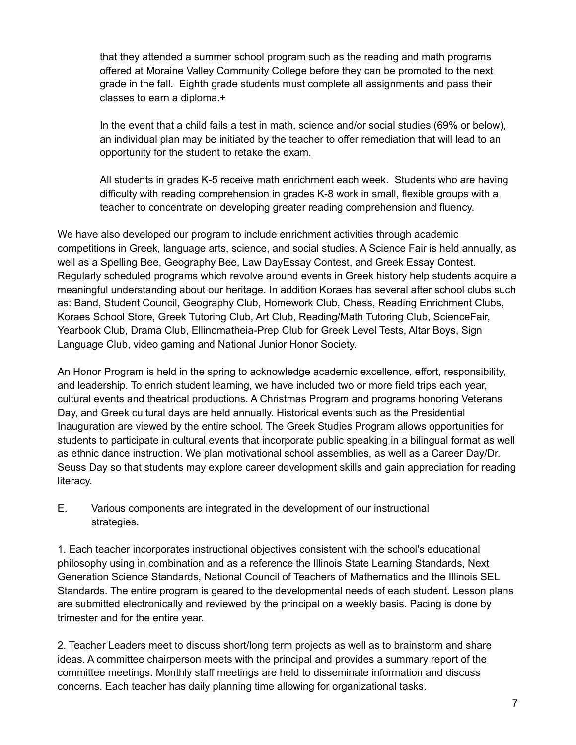that they attended a summer school program such as the reading and math programs offered at Moraine Valley Community College before they can be promoted to the next grade in the fall. Eighth grade students must complete all assignments and pass their classes to earn a diploma.+

In the event that a child fails a test in math, science and/or social studies (69% or below), an individual plan may be initiated by the teacher to offer remediation that will lead to an opportunity for the student to retake the exam.

All students in grades K-5 receive math enrichment each week. Students who are having difficulty with reading comprehension in grades K-8 work in small, flexible groups with a teacher to concentrate on developing greater reading comprehension and fluency.

We have also developed our program to include enrichment activities through academic competitions in Greek, language arts, science, and social studies. A Science Fair is held annually, as well as a Spelling Bee, Geography Bee, Law DayEssay Contest, and Greek Essay Contest. Regularly scheduled programs which revolve around events in Greek history help students acquire a meaningful understanding about our heritage. In addition Koraes has several after school clubs such as: Band, Student Council, Geography Club, Homework Club, Chess, Reading Enrichment Clubs, Koraes School Store, Greek Tutoring Club, Art Club, Reading/Math Tutoring Club, ScienceFair, Yearbook Club, Drama Club, Ellinomatheia-Prep Club for Greek Level Tests, Altar Boys, Sign Language Club, video gaming and National Junior Honor Society.

An Honor Program is held in the spring to acknowledge academic excellence, effort, responsibility, and leadership. To enrich student learning, we have included two or more field trips each year, cultural events and theatrical productions. A Christmas Program and programs honoring Veterans Day, and Greek cultural days are held annually. Historical events such as the Presidential Inauguration are viewed by the entire school. The Greek Studies Program allows opportunities for students to participate in cultural events that incorporate public speaking in a bilingual format as well as ethnic dance instruction. We plan motivational school assemblies, as well as a Career Day/Dr. Seuss Day so that students may explore career development skills and gain appreciation for reading literacy.

E. Various components are integrated in the development of our instructional strategies.

1. Each teacher incorporates instructional objectives consistent with the school's educational philosophy using in combination and as a reference the Illinois State Learning Standards, Next Generation Science Standards, National Council of Teachers of Mathematics and the Illinois SEL Standards. The entire program is geared to the developmental needs of each student. Lesson plans are submitted electronically and reviewed by the principal on a weekly basis. Pacing is done by trimester and for the entire year.

2. Teacher Leaders meet to discuss short/long term projects as well as to brainstorm and share ideas. A committee chairperson meets with the principal and provides a summary report of the committee meetings. Monthly staff meetings are held to disseminate information and discuss concerns. Each teacher has daily planning time allowing for organizational tasks.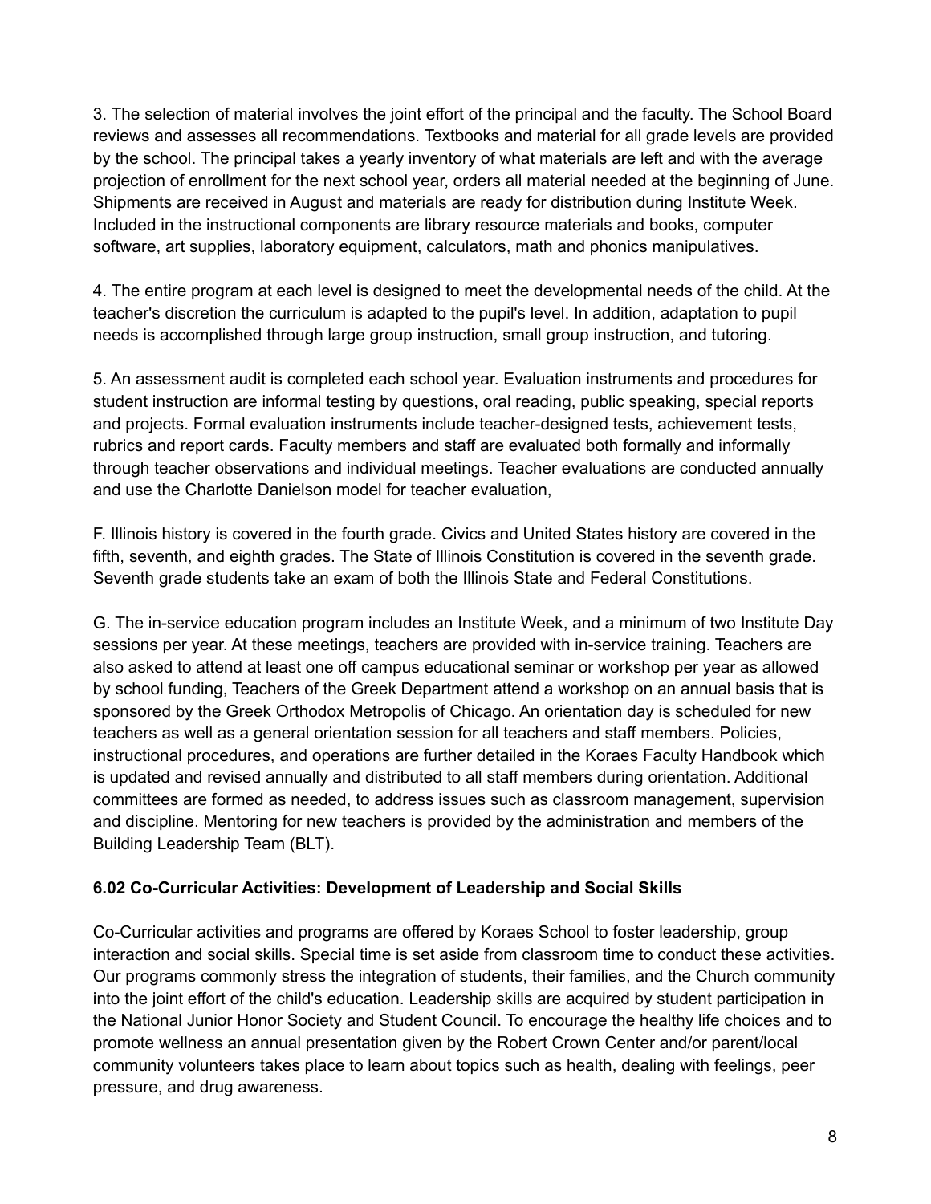3. The selection of material involves the joint effort of the principal and the faculty. The School Board reviews and assesses all recommendations. Textbooks and material for all grade levels are provided by the school. The principal takes a yearly inventory of what materials are left and with the average projection of enrollment for the next school year, orders all material needed at the beginning of June. Shipments are received in August and materials are ready for distribution during Institute Week. Included in the instructional components are library resource materials and books, computer software, art supplies, laboratory equipment, calculators, math and phonics manipulatives.

4. The entire program at each level is designed to meet the developmental needs of the child. At the teacher's discretion the curriculum is adapted to the pupil's level. In addition, adaptation to pupil needs is accomplished through large group instruction, small group instruction, and tutoring.

5. An assessment audit is completed each school year. Evaluation instruments and procedures for student instruction are informal testing by questions, oral reading, public speaking, special reports and projects. Formal evaluation instruments include teacher-designed tests, achievement tests, rubrics and report cards. Faculty members and staff are evaluated both formally and informally through teacher observations and individual meetings. Teacher evaluations are conducted annually and use the Charlotte Danielson model for teacher evaluation,

F. Illinois history is covered in the fourth grade. Civics and United States history are covered in the fifth, seventh, and eighth grades. The State of Illinois Constitution is covered in the seventh grade. Seventh grade students take an exam of both the Illinois State and Federal Constitutions.

G. The in-service education program includes an Institute Week, and a minimum of two Institute Day sessions per year. At these meetings, teachers are provided with in-service training. Teachers are also asked to attend at least one off campus educational seminar or workshop per year as allowed by school funding, Teachers of the Greek Department attend a workshop on an annual basis that is sponsored by the Greek Orthodox Metropolis of Chicago. An orientation day is scheduled for new teachers as well as a general orientation session for all teachers and staff members. Policies, instructional procedures, and operations are further detailed in the Koraes Faculty Handbook which is updated and revised annually and distributed to all staff members during orientation. Additional committees are formed as needed, to address issues such as classroom management, supervision and discipline. Mentoring for new teachers is provided by the administration and members of the Building Leadership Team (BLT).

### 6.02 Co-Curricular Activities: Development of Leadership and Social Skills

Co-Curricular activities and programs are offered by Koraes School to foster leadership, group interaction and social skills. Special time is set aside from classroom time to conduct these activities. Our programs commonly stress the integration of students, their families, and the Church community into the joint effort of the child's education. Leadership skills are acquired by student participation in the National Junior Honor Society and Student Council. To encourage the healthy life choices and to promote wellness an annual presentation given by the Robert Crown Center and/or parent/local community volunteers takes place to learn about topics such as health, dealing with feelings, peer pressure, and drug awareness.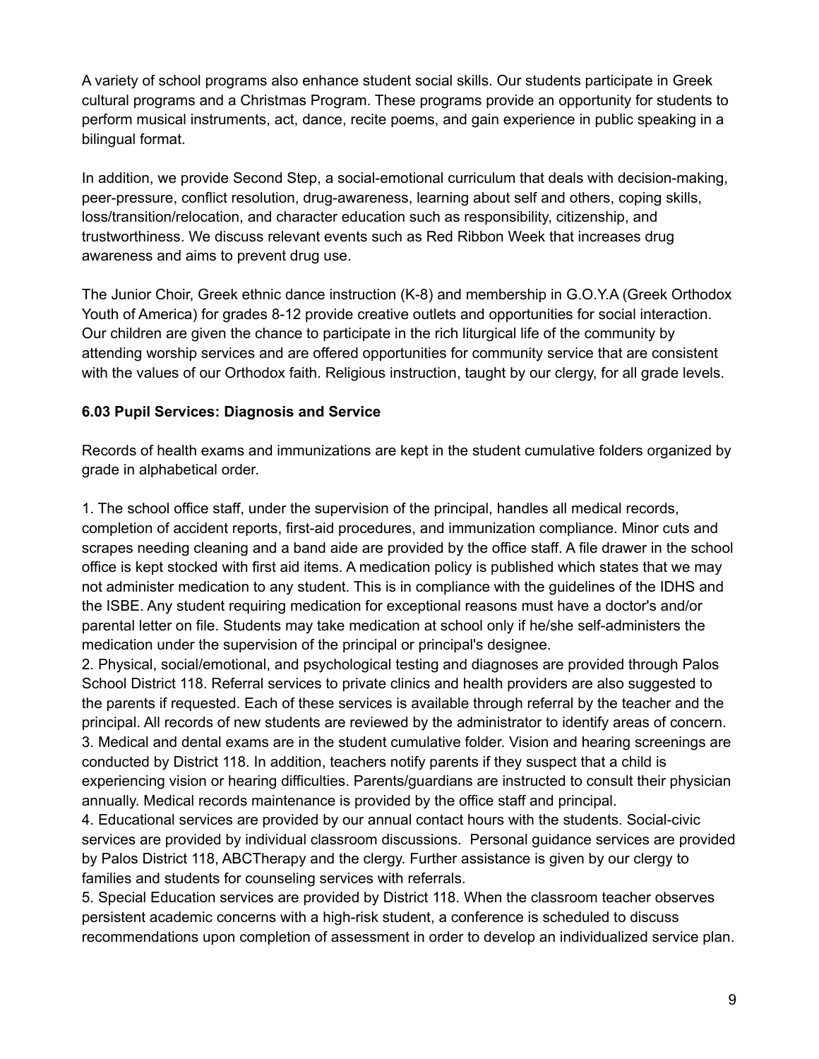A variety of school programs also enhance student social skills. Our students participate in Greek cultural programs and a Christmas Program. These programs provide an opportunity for students to perform musical instruments, act, dance, recite poems, and gain experience in public speaking in a bilingual format.

In addition, we provide Second Step, a social-emotional curriculum that deals with decision-making, peer-pressure, conflict resolution, drug-awareness, learning about self and others, coping skills, loss/transition/relocation, and character education such as responsibility, citizenship, and trustworthiness. We discuss relevant events such as Red Ribbon Week that increases drug awareness and aims to prevent drug use.

The Junior Choir, Greek ethnic dance instruction (K-8) and membership in G.O.Y.A (Greek Orthodox Youth of America) for grades 8-12 provide creative outlets and opportunities for social interaction. Our children are given the chance to participate in the rich liturgical life of the community by attending worship services and are offered opportunities for community service that are consistent with the values of our Orthodox faith. Religious instruction, taught by our clergy, for all grade levels.

**6.03 Pupil Services: Diagnosis and Service**

Records of health exams and immunizations are kept in the student cumulative folders organized by grade in alphabetical order.

1. The school office staff, under the supervision of the principal, handles all medical records, completion of accident reports, first-aid procedures, and immunization compliance. Minor cuts and scrapes needing cleaning and a band aide are provided by the office staff. A file drawer in the school office is kept stocked with first aid items. A medication policy is published which states that we may not administer medication to any student. This is in compliance with the guidelines of the IDHS and the ISBE. Any student requiring medication for exceptional reasons must have a doctor's and/or parental letter on file. Students may take medication at school only if he/she self-administers the medication under the supervision of the principal or principal's designee.
2. Physical, social/emotional, and psychological testing and diagnoses are provided through Palos School District 118. Referral services to private clinics and health providers are also suggested to the parents if requested. Each of these services is available through referral by the teacher and the principal. All records of new students are reviewed by the administrator to identify areas of concern.
3. Medical and dental exams are in the student cumulative folder. Vision and hearing screenings are conducted by District 118. In addition, teachers notify parents if they suspect that a child is experiencing vision or hearing difficulties. Parents/guardians are instructed to consult their physician annually. Medical records maintenance is provided by the office staff and principal.
4. Educational services are provided by our annual contact hours with the students. Social-civic services are provided by individual classroom discussions. Personal guidance services are provided by Palos District 118, ABCTherapy and the clergy. Further assistance is given by our clergy to families and students for counseling services with referrals.
5. Special Education services are provided by District 118. When the classroom teacher observes persistent academic concerns with a high-risk student, a conference is scheduled to discuss recommendations upon completion of assessment in order to develop an individualized service plan.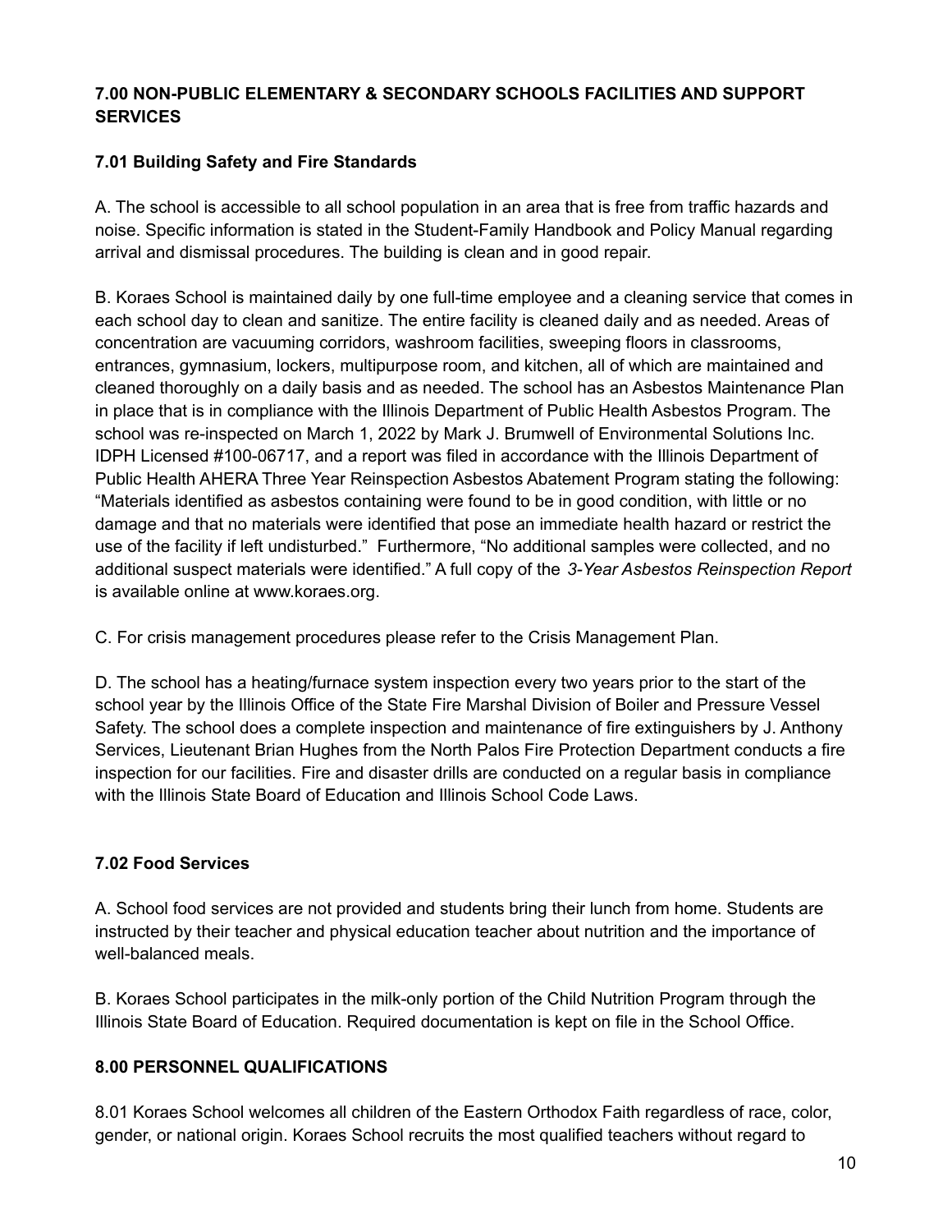**7.00 NON-PUBLIC ELEMENTARY & SECONDARY SCHOOLS FACILITIES AND SUPPORT SERVICES**

**7.01 Building Safety and Fire Standards**

A. The school is accessible to all school population in an area that is free from traffic hazards and noise. Specific information is stated in the Student-Family Handbook and Policy Manual regarding arrival and dismissal procedures. The building is clean and in good repair.

B. Koraes School is maintained daily by one full-time employee and a cleaning service that comes in each school day to clean and sanitize. The entire facility is cleaned daily and as needed. Areas of concentration are vacuuming corridors, washroom facilities, sweeping floors in classrooms, entrances, gymnasium, lockers, multipurpose room, and kitchen, all of which are maintained and cleaned thoroughly on a daily basis and as needed. The school has an Asbestos Maintenance Plan in place that is in compliance with the Illinois Department of Public Health Asbestos Program. The school was re-inspected on March 1, 2022 by Mark J. Brumwell of Environmental Solutions Inc. IDPH Licensed #100-06717, and a report was filed in accordance with the Illinois Department of Public Health AHERA Three Year Reinspection Asbestos Abatement Program stating the following: "Materials identified as asbestos containing were found to be in good condition, with little or no damage and that no materials were identified that pose an immediate health hazard or restrict the use of the facility if left undisturbed." Furthermore, "No additional samples were collected, and no additional suspect materials were identified." A full copy of the *3-Year Asbestos Reinspection Report* is available online at www.koraes.org.

C. For crisis management procedures please refer to the Crisis Management Plan.

D. The school has a heating/furnace system inspection every two years prior to the start of the school year by the Illinois Office of the State Fire Marshal Division of Boiler and Pressure Vessel Safety. The school does a complete inspection and maintenance of fire extinguishers by J. Anthony Services, Lieutenant Brian Hughes from the North Palos Fire Protection Department conducts a fire inspection for our facilities. Fire and disaster drills are conducted on a regular basis in compliance with the Illinois State Board of Education and Illinois School Code Laws.

**7.02 Food Services**

A. School food services are not provided and students bring their lunch from home. Students are instructed by their teacher and physical education teacher about nutrition and the importance of well-balanced meals.

B. Koraes School participates in the milk-only portion of the Child Nutrition Program through the Illinois State Board of Education. Required documentation is kept on file in the School Office.

**8.00 PERSONNEL QUALIFICATIONS**

8.01 Koraes School welcomes all children of the Eastern Orthodox Faith regardless of race, color, gender, or national origin. Koraes School recruits the most qualified teachers without regard to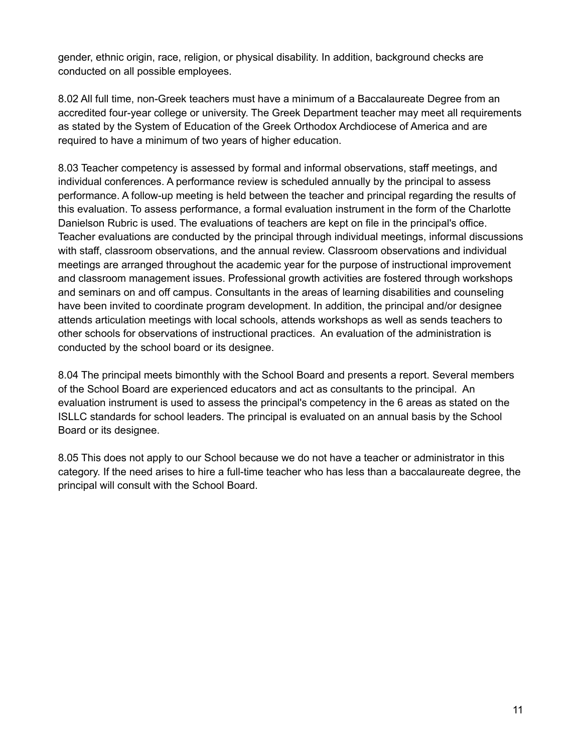gender, ethnic origin, race, religion, or physical disability. In addition, background checks are conducted on all possible employees.

8.02 All full time, non-Greek teachers must have a minimum of a Baccalaureate Degree from an accredited four-year college or university. The Greek Department teacher may meet all requirements as stated by the System of Education of the Greek Orthodox Archdiocese of America and are required to have a minimum of two years of higher education.

8.03 Teacher competency is assessed by formal and informal observations, staff meetings, and individual conferences. A performance review is scheduled annually by the principal to assess performance. A follow-up meeting is held between the teacher and principal regarding the results of this evaluation. To assess performance, a formal evaluation instrument in the form of the Charlotte Danielson Rubric is used. The evaluations of teachers are kept on file in the principal's office. Teacher evaluations are conducted by the principal through individual meetings, informal discussions with staff, classroom observations, and the annual review. Classroom observations and individual meetings are arranged throughout the academic year for the purpose of instructional improvement and classroom management issues. Professional growth activities are fostered through workshops and seminars on and off campus. Consultants in the areas of learning disabilities and counseling have been invited to coordinate program development. In addition, the principal and/or designee attends articulation meetings with local schools, attends workshops as well as sends teachers to other schools for observations of instructional practices.  An evaluation of the administration is conducted by the school board or its designee.

8.04 The principal meets bimonthly with the School Board and presents a report. Several members of the School Board are experienced educators and act as consultants to the principal.  An evaluation instrument is used to assess the principal's competency in the 6 areas as stated on the ISLLC standards for school leaders. The principal is evaluated on an annual basis by the School Board or its designee.

8.05 This does not apply to our School because we do not have a teacher or administrator in this category. If the need arises to hire a full-time teacher who has less than a baccalaureate degree, the principal will consult with the School Board.